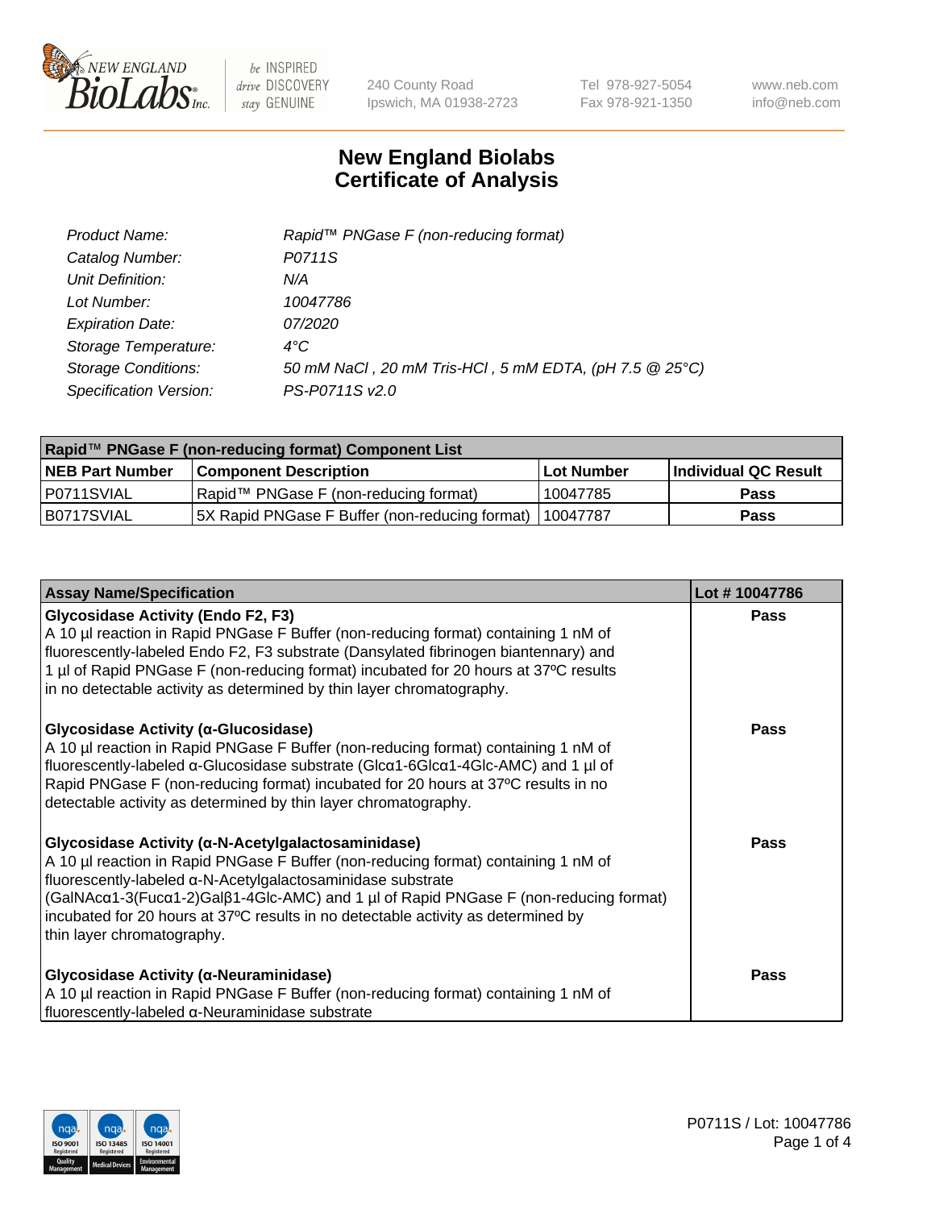# New England Biolabs Certificate of Analysis

| | |
|---|---|
| *Product Name:* | *Rapid™ PNGase F (non-reducing format)* |
| *Catalog Number:* | *P0711S* |
| *Unit Definition:* | *N/A* |
| *Lot Number:* | *10047786* |
| *Expiration Date:* | *07/2020* |
| *Storage Temperature:* | *4°C* |
| *Storage Conditions:* | *50 mM NaCl , 20 mM Tris-HCl , 5 mM EDTA, (pH 7.5 @ 25°C)* |
| *Specification Version:* | *PS-P0711S v2.0* |

| **Rapid™ PNGase F (non-reducing format) Component List** | | | |
|---|---|---|---|
| **NEB Part Number** | **Component Description** | **Lot Number** | **Individual QC Result** |
| P0711SVIAL | Rapid™ PNGase F (non-reducing format) | 10047785 | **Pass** |
| B0717SVIAL | 5X Rapid PNGase F Buffer (non-reducing format) | 10047787 | **Pass** |

| **Assay Name/Specification** | **Lot # 10047786** |
|---|---|
| **Glycosidase Activity (Endo F2, F3)**<br>A 10 µl reaction in Rapid PNGase F Buffer (non-reducing format) containing 1 nM of fluorescently-labeled Endo F2, F3 substrate (Dansylated fibrinogen biantennary) and 1 µl of Rapid PNGase F (non-reducing format) incubated for 20 hours at 37ºC results in no detectable activity as determined by thin layer chromatography. | **Pass** |
| **Glycosidase Activity (α-Glucosidase)**<br>A 10 µl reaction in Rapid PNGase F Buffer (non-reducing format) containing 1 nM of fluorescently-labeled α-Glucosidase substrate (Glcα1-6Glcα1-4Glc-AMC) and 1 µl of Rapid PNGase F (non-reducing format) incubated for 20 hours at 37ºC results in no detectable activity as determined by thin layer chromatography. | **Pass** |
| **Glycosidase Activity (α-N-Acetylgalactosaminidase)**<br>A 10 µl reaction in Rapid PNGase F Buffer (non-reducing format) containing 1 nM of fluorescently-labeled α-N-Acetylgalactosaminidase substrate (GalNAcα1-3(Fucα1-2)Galβ1-4Glc-AMC) and 1 µl of Rapid PNGase F (non-reducing format) incubated for 20 hours at 37ºC results in no detectable activity as determined by thin layer chromatography. | **Pass** |
| **Glycosidase Activity (α-Neuraminidase)**<br>A 10 µl reaction in Rapid PNGase F Buffer (non-reducing format) containing 1 nM of fluorescently-labeled α-Neuraminidase substrate | **Pass** |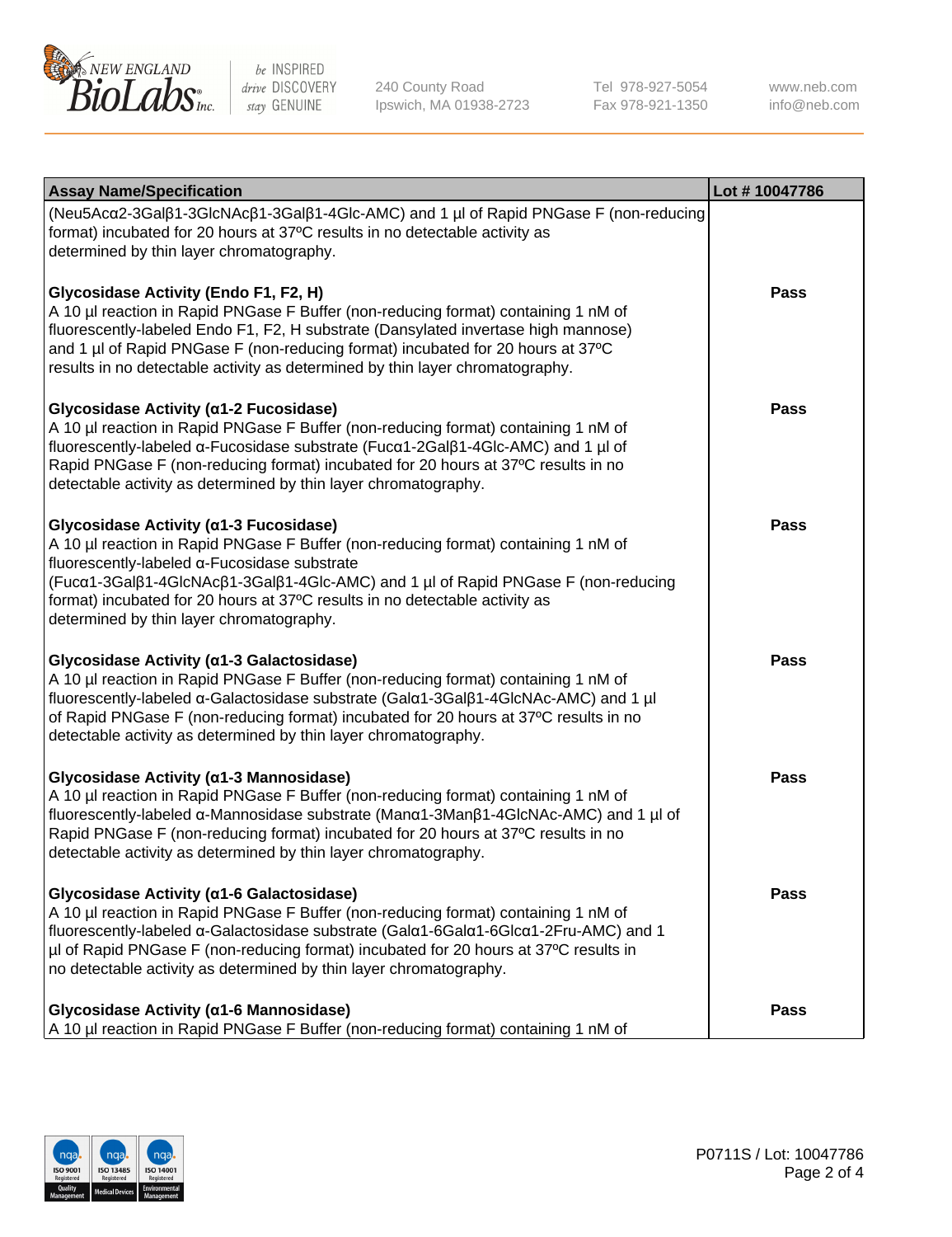| Assay Name/Specification | Lot # 10047786 |
| --- | --- |
| (Neu5Acα2-3Galβ1-3GlcNAcβ1-3Galβ1-4Glc-AMC) and 1 µl of Rapid PNGase F (non-reducing format) incubated for 20 hours at 37ºC results in no detectable activity as determined by thin layer chromatography. | |
| **Glycosidase Activity (Endo F1, F2, H)**<br>A 10 µl reaction in Rapid PNGase F Buffer (non-reducing format) containing 1 nM of fluorescently-labeled Endo F1, F2, H substrate (Dansylated invertase high mannose) and 1 µl of Rapid PNGase F (non-reducing format) incubated for 20 hours at 37ºC results in no detectable activity as determined by thin layer chromatography. | **Pass** |
| **Glycosidase Activity (α1-2 Fucosidase)**<br>A 10 µl reaction in Rapid PNGase F Buffer (non-reducing format) containing 1 nM of fluorescently-labeled α-Fucosidase substrate (Fucα1-2Galβ1-4Glc-AMC) and 1 µl of Rapid PNGase F (non-reducing format) incubated for 20 hours at 37ºC results in no detectable activity as determined by thin layer chromatography. | **Pass** |
| **Glycosidase Activity (α1-3 Fucosidase)**<br>A 10 µl reaction in Rapid PNGase F Buffer (non-reducing format) containing 1 nM of fluorescently-labeled α-Fucosidase substrate (Fucα1-3Galβ1-4GlcNAcβ1-3Galβ1-4Glc-AMC) and 1 µl of Rapid PNGase F (non-reducing format) incubated for 20 hours at 37ºC results in no detectable activity as determined by thin layer chromatography. | **Pass** |
| **Glycosidase Activity (α1-3 Galactosidase)**<br>A 10 µl reaction in Rapid PNGase F Buffer (non-reducing format) containing 1 nM of fluorescently-labeled α-Galactosidase substrate (Galα1-3Galβ1-4GlcNAc-AMC) and 1 µl of Rapid PNGase F (non-reducing format) incubated for 20 hours at 37ºC results in no detectable activity as determined by thin layer chromatography. | **Pass** |
| **Glycosidase Activity (α1-3 Mannosidase)**<br>A 10 µl reaction in Rapid PNGase F Buffer (non-reducing format) containing 1 nM of fluorescently-labeled α-Mannosidase substrate (Manα1-3Manβ1-4GlcNAc-AMC) and 1 µl of Rapid PNGase F (non-reducing format) incubated for 20 hours at 37ºC results in no detectable activity as determined by thin layer chromatography. | **Pass** |
| **Glycosidase Activity (α1-6 Galactosidase)**<br>A 10 µl reaction in Rapid PNGase F Buffer (non-reducing format) containing 1 nM of fluorescently-labeled α-Galactosidase substrate (Galα1-6Galα1-6Glcα1-2Fru-AMC) and 1 µl of Rapid PNGase F (non-reducing format) incubated for 20 hours at 37ºC results in no detectable activity as determined by thin layer chromatography. | **Pass** |
| **Glycosidase Activity (α1-6 Mannosidase)**<br>A 10 µl reaction in Rapid PNGase F Buffer (non-reducing format) containing 1 nM of | **Pass** |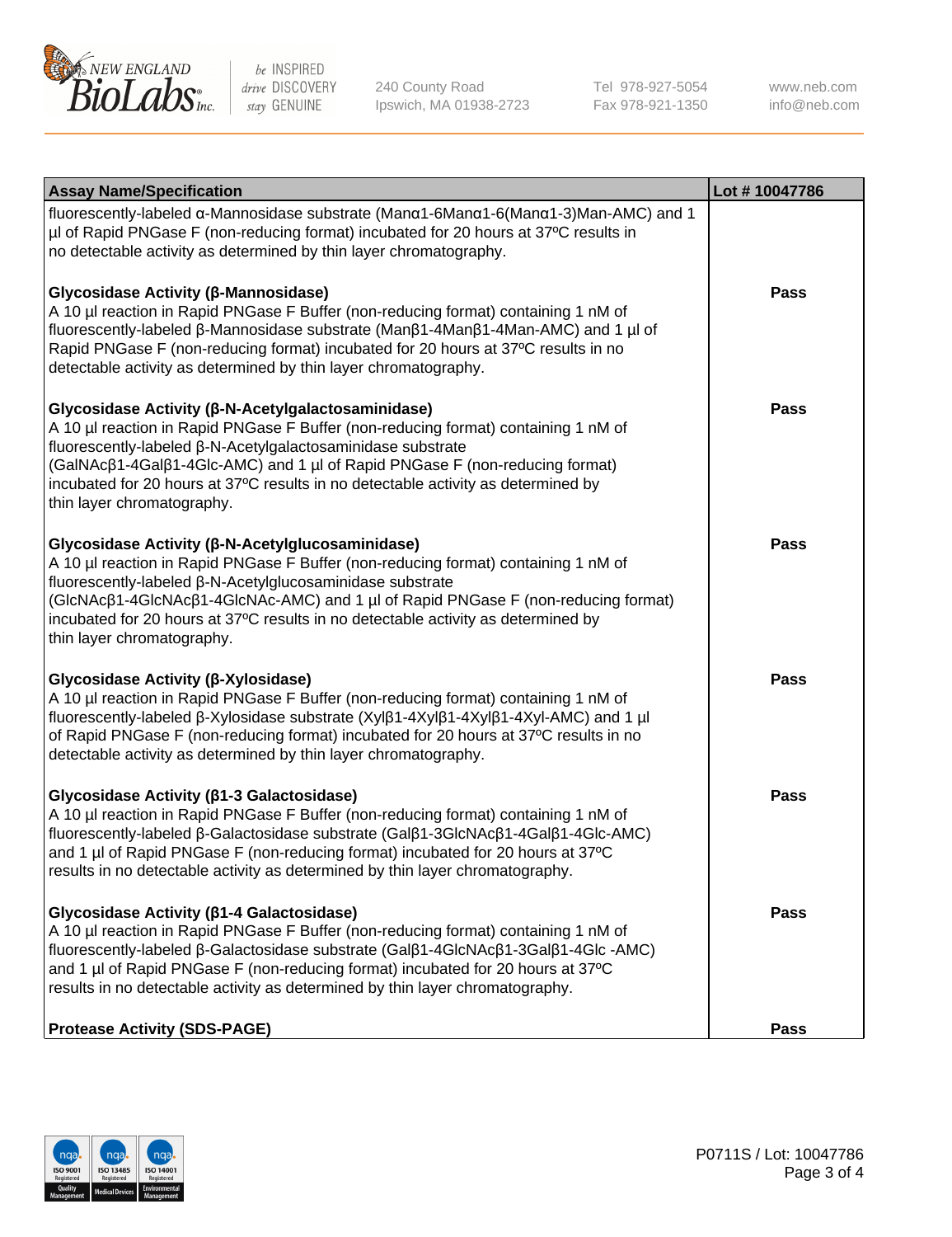| Assay Name/Specification | Lot # 10047786 |
|---|---|
| fluorescently-labeled α-Mannosidase substrate (Manα1-6Manα1-6(Manα1-3)Man-AMC) and 1 µl of Rapid PNGase F (non-reducing format) incubated for 20 hours at 37ºC results in no detectable activity as determined by thin layer chromatography. | |
| **Glycosidase Activity (β-Mannosidase)**<br>A 10 µl reaction in Rapid PNGase F Buffer (non-reducing format) containing 1 nM of fluorescently-labeled β-Mannosidase substrate (Manβ1-4Manβ1-4Man-AMC) and 1 µl of Rapid PNGase F (non-reducing format) incubated for 20 hours at 37ºC results in no detectable activity as determined by thin layer chromatography. | Pass |
| **Glycosidase Activity (β-N-Acetylgalactosaminidase)**<br>A 10 µl reaction in Rapid PNGase F Buffer (non-reducing format) containing 1 nM of fluorescently-labeled β-N-Acetylgalactosaminidase substrate (GalNAcβ1-4Galβ1-4Glc-AMC) and 1 µl of Rapid PNGase F (non-reducing format) incubated for 20 hours at 37ºC results in no detectable activity as determined by thin layer chromatography. | Pass |
| **Glycosidase Activity (β-N-Acetylglucosaminidase)**<br>A 10 µl reaction in Rapid PNGase F Buffer (non-reducing format) containing 1 nM of fluorescently-labeled β-N-Acetylglucosaminidase substrate (GlcNAcβ1-4GlcNAcβ1-4GlcNAc-AMC) and 1 µl of Rapid PNGase F (non-reducing format) incubated for 20 hours at 37ºC results in no detectable activity as determined by thin layer chromatography. | Pass |
| **Glycosidase Activity (β-Xylosidase)**<br>A 10 µl reaction in Rapid PNGase F Buffer (non-reducing format) containing 1 nM of fluorescently-labeled β-Xylosidase substrate (Xylβ1-4Xylβ1-4Xylβ1-4Xyl-AMC) and 1 µl of Rapid PNGase F (non-reducing format) incubated for 20 hours at 37ºC results in no detectable activity as determined by thin layer chromatography. | Pass |
| **Glycosidase Activity (β1-3 Galactosidase)**<br>A 10 µl reaction in Rapid PNGase F Buffer (non-reducing format) containing 1 nM of fluorescently-labeled β-Galactosidase substrate (Galβ1-3GlcNAcβ1-4Galβ1-4Glc-AMC) and 1 µl of Rapid PNGase F (non-reducing format) incubated for 20 hours at 37ºC results in no detectable activity as determined by thin layer chromatography. | Pass |
| **Glycosidase Activity (β1-4 Galactosidase)**<br>A 10 µl reaction in Rapid PNGase F Buffer (non-reducing format) containing 1 nM of fluorescently-labeled β-Galactosidase substrate (Galβ1-4GlcNAcβ1-3Galβ1-4Glc -AMC) and 1 µl of Rapid PNGase F (non-reducing format) incubated for 20 hours at 37ºC results in no detectable activity as determined by thin layer chromatography. | Pass |
| **Protease Activity (SDS-PAGE)** | Pass |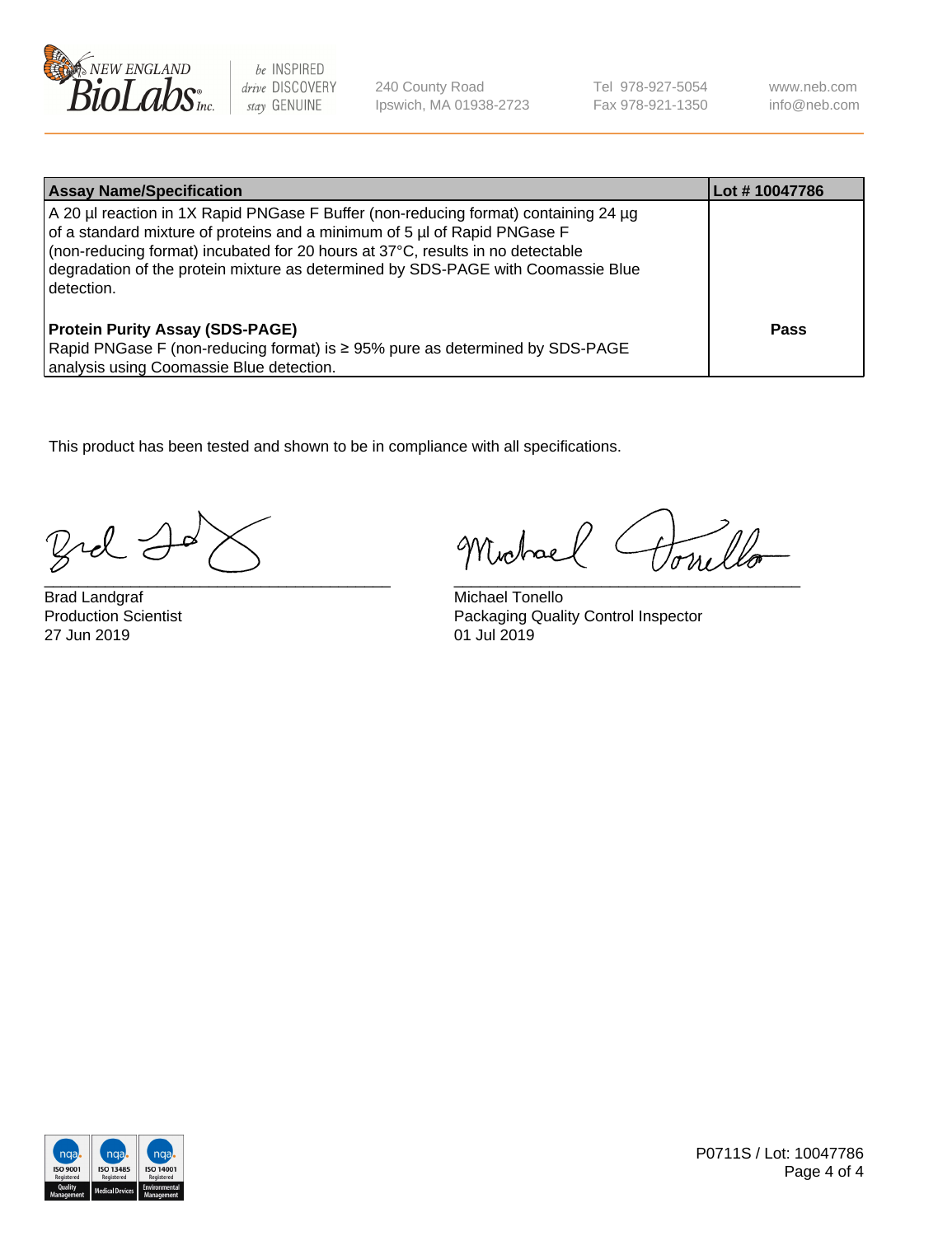NEW ENGLAND BioLabs Inc. — be INSPIRED drive DISCOVERY stay GENUINE

240 County Road
Ipswich, MA 01938-2723

Tel 978-927-5054
Fax 978-921-1350

www.neb.com
info@neb.com

| Assay Name/Specification | Lot # 10047786 |
| --- | --- |
| A 20 µl reaction in 1X Rapid PNGase F Buffer (non-reducing format) containing 24 µg of a standard mixture of proteins and a minimum of 5 µl of Rapid PNGase F (non-reducing format) incubated for 20 hours at 37°C, results in no detectable degradation of the protein mixture as determined by SDS-PAGE with Coomassie Blue detection. | |
| **Protein Purity Assay (SDS-PAGE)** Rapid PNGase F (non-reducing format) is ≥ 95% pure as determined by SDS-PAGE analysis using Coomassie Blue detection. | **Pass** |

This product has been tested and shown to be in compliance with all specifications.

Brad Landgraf
Production Scientist
27 Jun 2019

Michael Tonello
Packaging Quality Control Inspector
01 Jul 2019

P0711S / Lot: 10047786